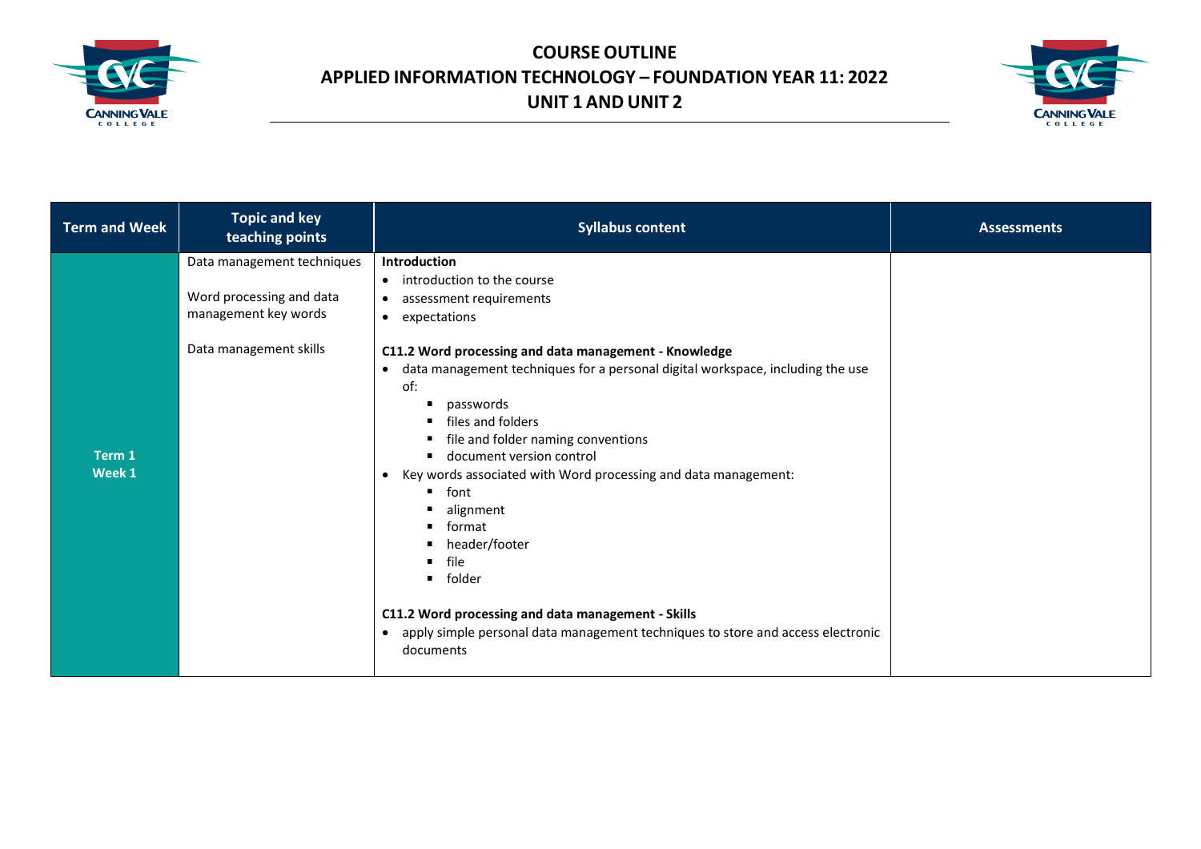# COURSE OUTLINE
## APPLIED INFORMATION TECHNOLOGY – FOUNDATION YEAR 11: 2022
## UNIT 1 AND UNIT 2

| Term and Week | Topic and key teaching points | Syllabus content | Assessments |
|---|---|---|---|
| Term 1 Week 1 | Data management techniques<br><br>Word processing and data management key words<br><br>Data management skills | **Introduction**<br>• introduction to the course<br>• assessment requirements<br>• expectations<br><br>**C11.2 Word processing and data management - Knowledge**<br>• data management techniques for a personal digital workspace, including the use of:<br>&nbsp;&nbsp;▪ passwords<br>&nbsp;&nbsp;▪ files and folders<br>&nbsp;&nbsp;▪ file and folder naming conventions<br>&nbsp;&nbsp;▪ document version control<br>• Key words associated with Word processing and data management:<br>&nbsp;&nbsp;▪ font<br>&nbsp;&nbsp;▪ alignment<br>&nbsp;&nbsp;▪ format<br>&nbsp;&nbsp;▪ header/footer<br>&nbsp;&nbsp;▪ file<br>&nbsp;&nbsp;▪ folder<br><br>**C11.2 Word processing and data management - Skills**<br>• apply simple personal data management techniques to store and access electronic documents | |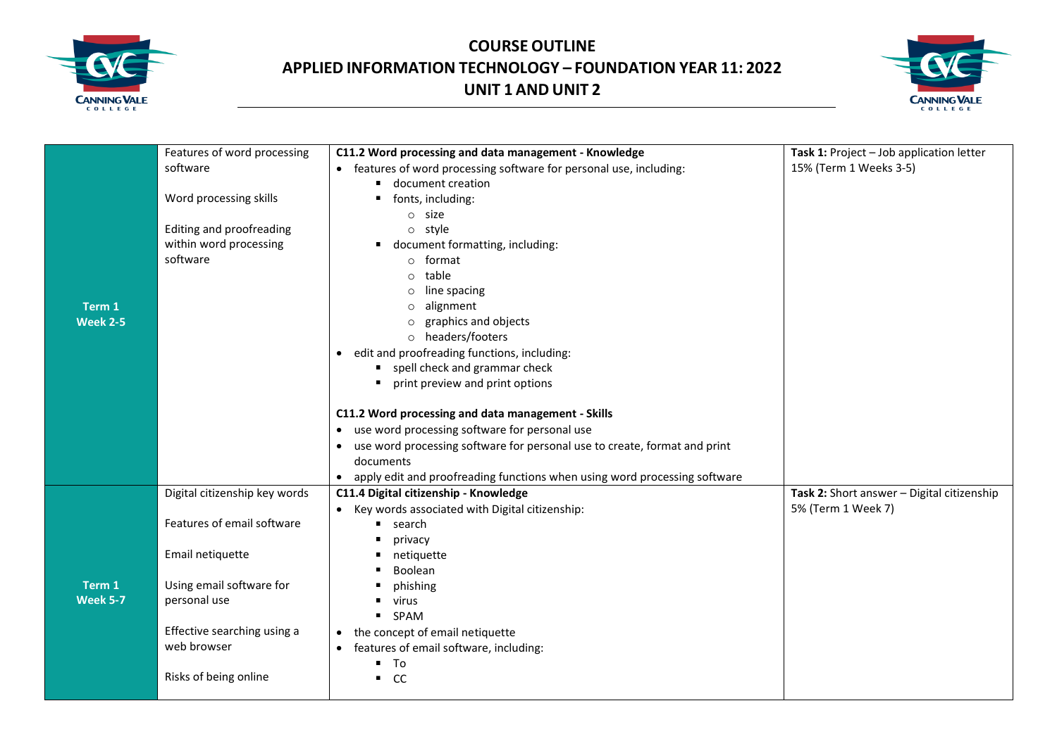## COURSE OUTLINE
## APPLIED INFORMATION TECHNOLOGY – FOUNDATION YEAR 11: 2022
## UNIT 1 AND UNIT 2

| | | | |
|---|---|---|---|
| **Term 1 Week 2-5** | Features of word processing software<br><br>Word processing skills<br><br>Editing and proofreading within word processing software | **C11.2 Word processing and data management - Knowledge**<br>• features of word processing software for personal use, including:<br>&nbsp;&nbsp;▪ document creation<br>&nbsp;&nbsp;▪ fonts, including:<br>&nbsp;&nbsp;&nbsp;&nbsp;○ size<br>&nbsp;&nbsp;&nbsp;&nbsp;○ style<br>&nbsp;&nbsp;▪ document formatting, including:<br>&nbsp;&nbsp;&nbsp;&nbsp;○ format<br>&nbsp;&nbsp;&nbsp;&nbsp;○ table<br>&nbsp;&nbsp;&nbsp;&nbsp;○ line spacing<br>&nbsp;&nbsp;&nbsp;&nbsp;○ alignment<br>&nbsp;&nbsp;&nbsp;&nbsp;○ graphics and objects<br>&nbsp;&nbsp;&nbsp;&nbsp;○ headers/footers<br>• edit and proofreading functions, including:<br>&nbsp;&nbsp;▪ spell check and grammar check<br>&nbsp;&nbsp;▪ print preview and print options<br><br>**C11.2 Word processing and data management - Skills**<br>• use word processing software for personal use<br>• use word processing software for personal use to create, format and print documents<br>• apply edit and proofreading functions when using word processing software | **Task 1:** Project – Job application letter 15% (Term 1 Weeks 3-5) |
| **Term 1 Week 5-7** | Digital citizenship key words<br><br>Features of email software<br><br>Email netiquette<br><br>Using email software for personal use<br><br>Effective searching using a web browser<br><br>Risks of being online | **C11.4 Digital citizenship - Knowledge**<br>• Key words associated with Digital citizenship:<br>&nbsp;&nbsp;▪ search<br>&nbsp;&nbsp;▪ privacy<br>&nbsp;&nbsp;▪ netiquette<br>&nbsp;&nbsp;▪ Boolean<br>&nbsp;&nbsp;▪ phishing<br>&nbsp;&nbsp;▪ virus<br>&nbsp;&nbsp;▪ SPAM<br>• the concept of email netiquette<br>• features of email software, including:<br>&nbsp;&nbsp;▪ To<br>&nbsp;&nbsp;▪ CC | **Task 2:** Short answer – Digital citizenship 5% (Term 1 Week 7) |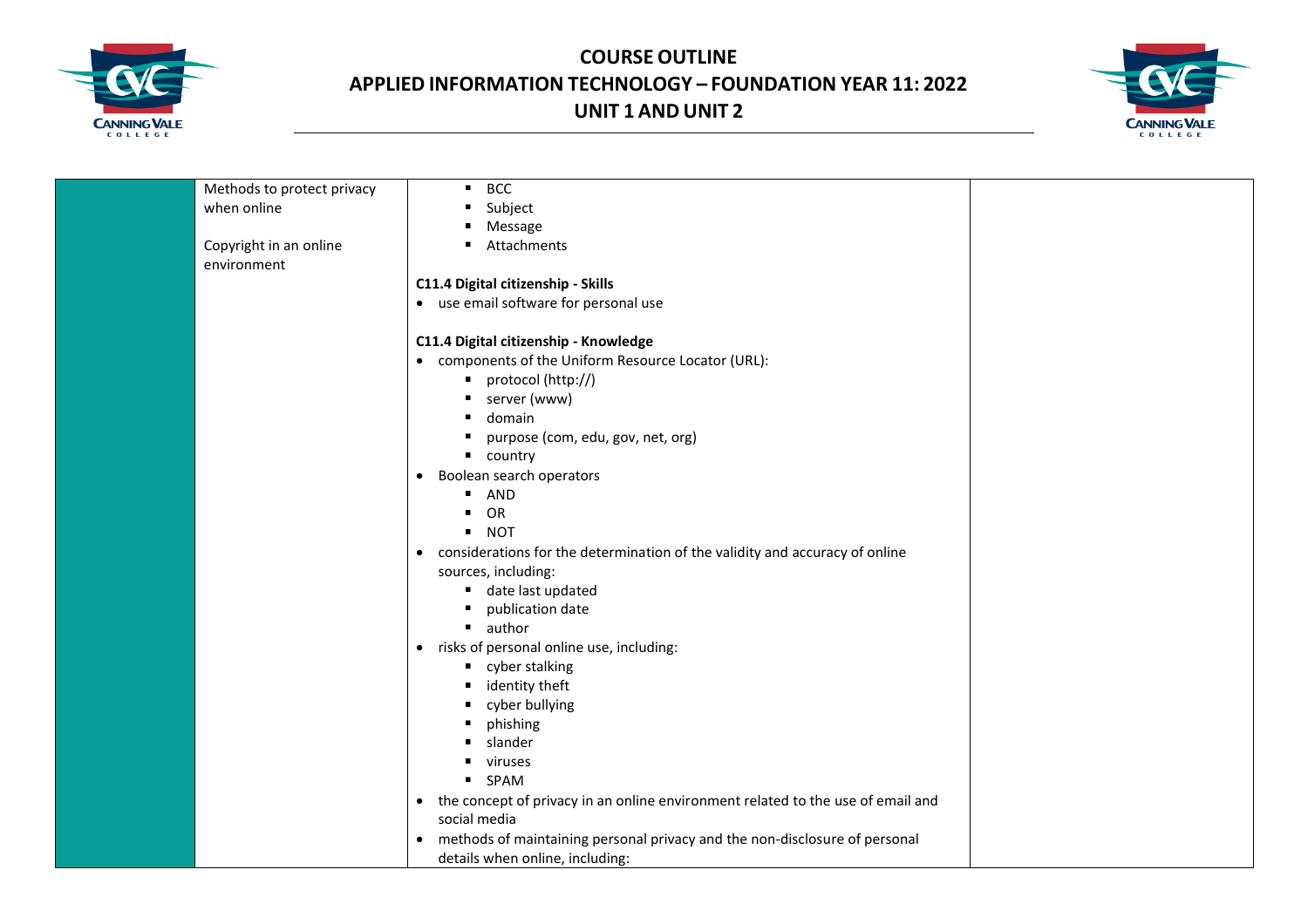| | | | |
|---|---|---|---|
| | Methods to protect privacy when online<br><br>Copyright in an online environment | ▪ BCC<br>▪ Subject<br>▪ Message<br>▪ Attachments<br><br>**C11.4 Digital citizenship - Skills**<br>• use email software for personal use<br><br>**C11.4 Digital citizenship - Knowledge**<br>• components of the Uniform Resource Locator (URL):<br>▪ protocol (http://)<br>▪ server (www)<br>▪ domain<br>▪ purpose (com, edu, gov, net, org)<br>▪ country<br>• Boolean search operators<br>▪ AND<br>▪ OR<br>▪ NOT<br>• considerations for the determination of the validity and accuracy of online sources, including:<br>▪ date last updated<br>▪ publication date<br>▪ author<br>• risks of personal online use, including:<br>▪ cyber stalking<br>▪ identity theft<br>▪ cyber bullying<br>▪ phishing<br>▪ slander<br>▪ viruses<br>▪ SPAM<br>• the concept of privacy in an online environment related to the use of email and social media<br>• methods of maintaining personal privacy and the non-disclosure of personal details when online, including: | |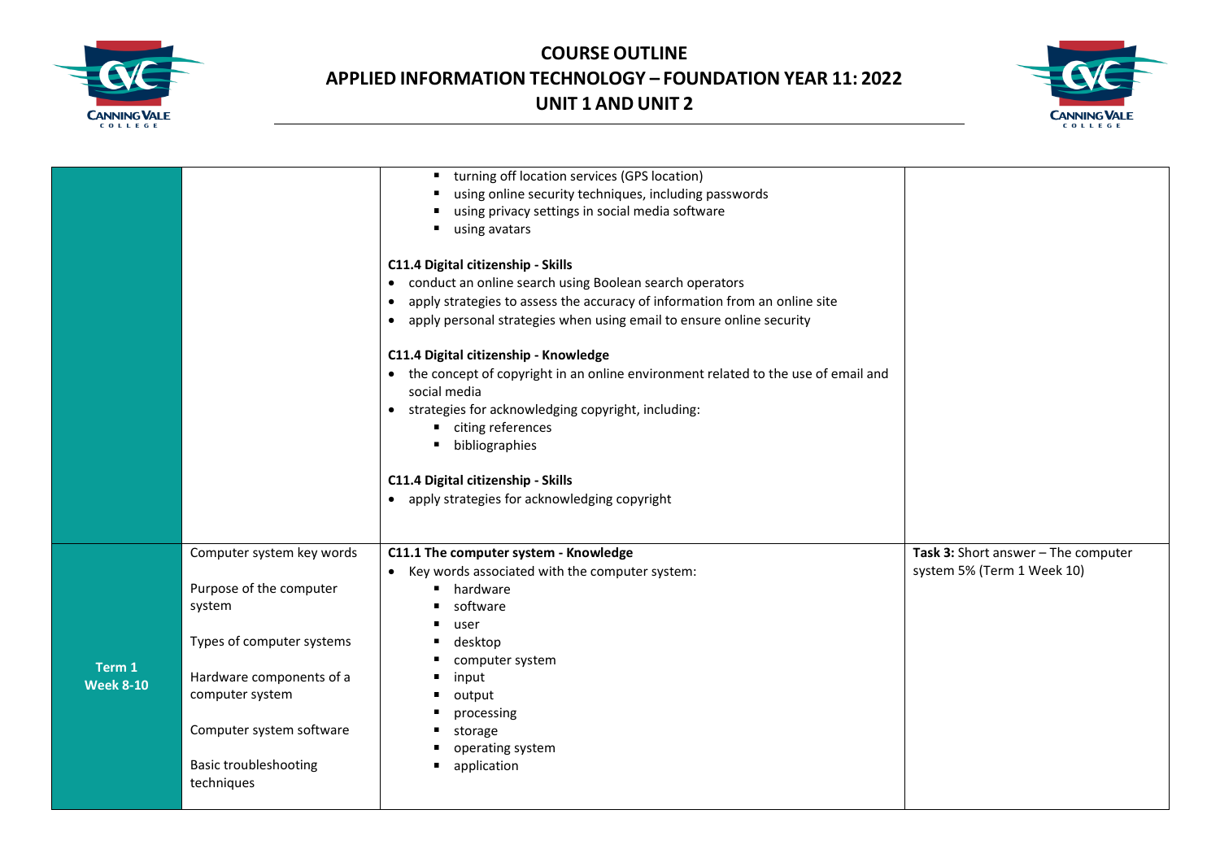| | | | |
|---|---|---|---|
| | | ▪ turning off location services (GPS location)<br>▪ using online security techniques, including passwords<br>▪ using privacy settings in social media software<br>▪ using avatars<br><br>**C11.4 Digital citizenship - Skills**<br>• conduct an online search using Boolean search operators<br>• apply strategies to assess the accuracy of information from an online site<br>• apply personal strategies when using email to ensure online security<br><br>**C11.4 Digital citizenship - Knowledge**<br>• the concept of copyright in an online environment related to the use of email and social media<br>• strategies for acknowledging copyright, including:<br>▪ citing references<br>▪ bibliographies<br><br>**C11.4 Digital citizenship - Skills**<br>• apply strategies for acknowledging copyright | |
| **Term 1 Week 8-10** | Computer system key words<br><br>Purpose of the computer system<br><br>Types of computer systems<br><br>Hardware components of a computer system<br><br>Computer system software<br><br>Basic troubleshooting techniques | **C11.1 The computer system - Knowledge**<br>• Key words associated with the computer system:<br>▪ hardware<br>▪ software<br>▪ user<br>▪ desktop<br>▪ computer system<br>▪ input<br>▪ output<br>▪ processing<br>▪ storage<br>▪ operating system<br>▪ application | **Task 3:** Short answer – The computer system 5% (Term 1 Week 10) |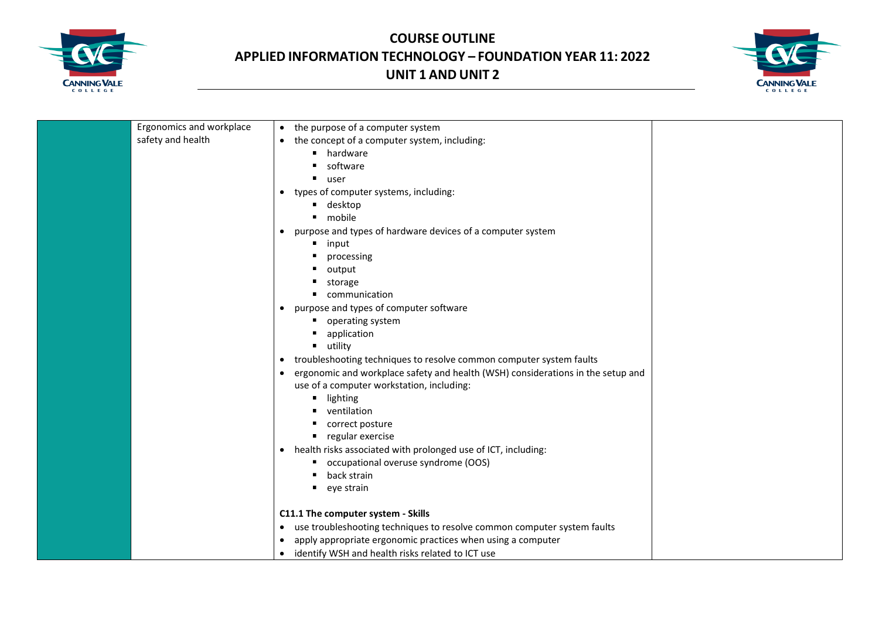| | | | |
|---|---|---|---|
| | Ergonomics and workplace safety and health | • the purpose of a computer system<br>• the concept of a computer system, including:<br>  ▪ hardware<br>  ▪ software<br>  ▪ user<br>• types of computer systems, including:<br>  ▪ desktop<br>  ▪ mobile<br>• purpose and types of hardware devices of a computer system<br>  ▪ input<br>  ▪ processing<br>  ▪ output<br>  ▪ storage<br>  ▪ communication<br>• purpose and types of computer software<br>  ▪ operating system<br>  ▪ application<br>  ▪ utility<br>• troubleshooting techniques to resolve common computer system faults<br>• ergonomic and workplace safety and health (WSH) considerations in the setup and use of a computer workstation, including:<br>  ▪ lighting<br>  ▪ ventilation<br>  ▪ correct posture<br>  ▪ regular exercise<br>• health risks associated with prolonged use of ICT, including:<br>  ▪ occupational overuse syndrome (OOS)<br>  ▪ back strain<br>  ▪ eye strain<br><br>**C11.1 The computer system - Skills**<br>• use troubleshooting techniques to resolve common computer system faults<br>• apply appropriate ergonomic practices when using a computer<br>• identify WSH and health risks related to ICT use | |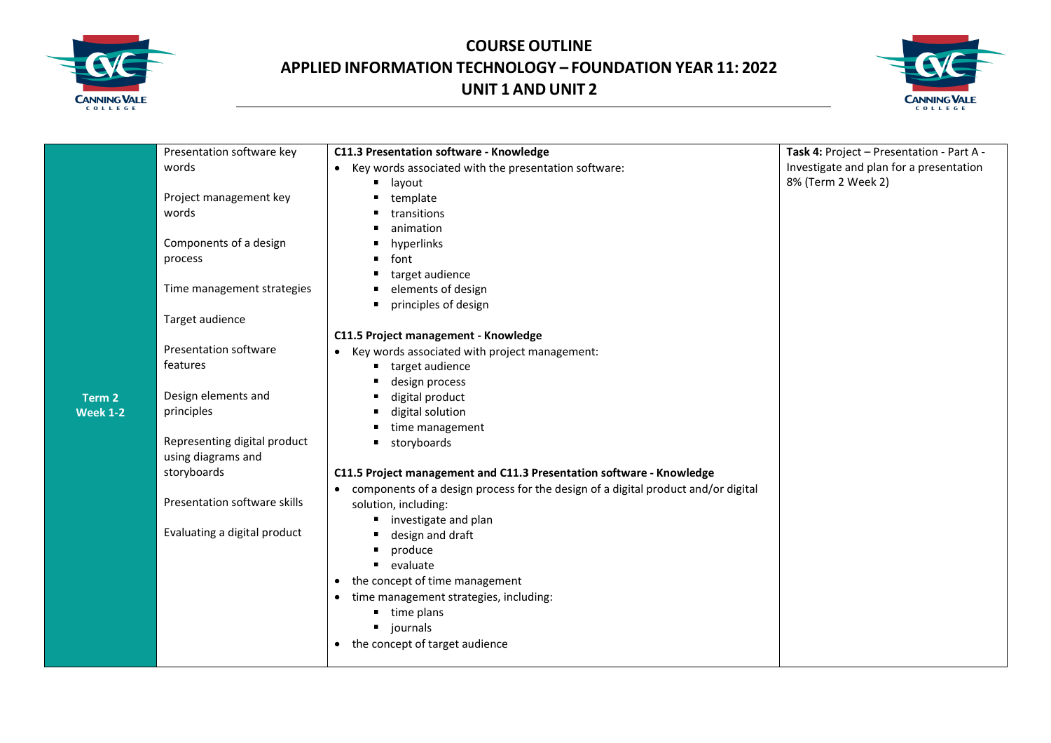# COURSE OUTLINE
## APPLIED INFORMATION TECHNOLOGY – FOUNDATION YEAR 11: 2022
## UNIT 1 AND UNIT 2

| | | | |
|---|---|---|---|
| **Term 2 Week 1-2** | Presentation software key words<br><br>Project management key words<br><br>Components of a design process<br><br>Time management strategies<br><br>Target audience<br><br>Presentation software features<br><br>Design elements and principles<br><br>Representing digital product using diagrams and storyboards<br><br>Presentation software skills<br><br>Evaluating a digital product | **C11.3 Presentation software - Knowledge**<br>• Key words associated with the presentation software:<br>&nbsp;&nbsp;▪ layout<br>&nbsp;&nbsp;▪ template<br>&nbsp;&nbsp;▪ transitions<br>&nbsp;&nbsp;▪ animation<br>&nbsp;&nbsp;▪ hyperlinks<br>&nbsp;&nbsp;▪ font<br>&nbsp;&nbsp;▪ target audience<br>&nbsp;&nbsp;▪ elements of design<br>&nbsp;&nbsp;▪ principles of design<br><br>**C11.5 Project management - Knowledge**<br>• Key words associated with project management:<br>&nbsp;&nbsp;▪ target audience<br>&nbsp;&nbsp;▪ design process<br>&nbsp;&nbsp;▪ digital product<br>&nbsp;&nbsp;▪ digital solution<br>&nbsp;&nbsp;▪ time management<br>&nbsp;&nbsp;▪ storyboards<br><br>**C11.5 Project management and C11.3 Presentation software - Knowledge**<br>• components of a design process for the design of a digital product and/or digital solution, including:<br>&nbsp;&nbsp;▪ investigate and plan<br>&nbsp;&nbsp;▪ design and draft<br>&nbsp;&nbsp;▪ produce<br>&nbsp;&nbsp;▪ evaluate<br>• the concept of time management<br>• time management strategies, including:<br>&nbsp;&nbsp;▪ time plans<br>&nbsp;&nbsp;▪ journals<br>• the concept of target audience | **Task 4:** Project – Presentation - Part A - Investigate and plan for a presentation<br>8% (Term 2 Week 2) |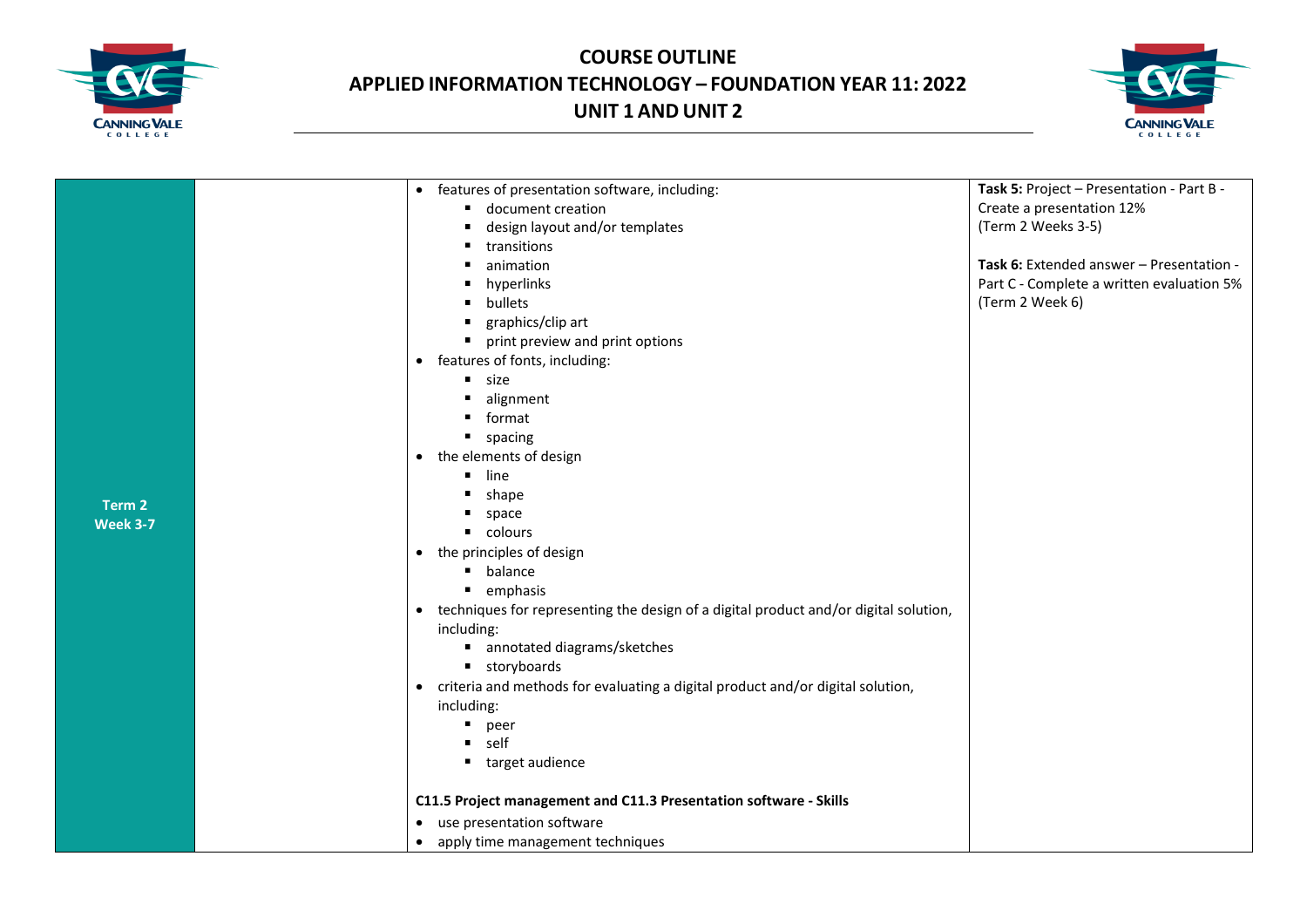| | | | |
|---|---|---|---|
| **Term 2**<br>**Week 3-7** | | • features of presentation software, including:<br>  ▪ document creation<br>  ▪ design layout and/or templates<br>  ▪ transitions<br>  ▪ animation<br>  ▪ hyperlinks<br>  ▪ bullets<br>  ▪ graphics/clip art<br>  ▪ print preview and print options<br>• features of fonts, including:<br>  ▪ size<br>  ▪ alignment<br>  ▪ format<br>  ▪ spacing<br>• the elements of design<br>  ▪ line<br>  ▪ shape<br>  ▪ space<br>  ▪ colours<br>• the principles of design<br>  ▪ balance<br>  ▪ emphasis<br>• techniques for representing the design of a digital product and/or digital solution, including:<br>  ▪ annotated diagrams/sketches<br>  ▪ storyboards<br>• criteria and methods for evaluating a digital product and/or digital solution, including:<br>  ▪ peer<br>  ▪ self<br>  ▪ target audience<br><br>**C11.5 Project management and C11.3 Presentation software - Skills**<br>• use presentation software<br>• apply time management techniques | **Task 5:** Project – Presentation - Part B - Create a presentation 12%<br>(Term 2 Weeks 3-5)<br><br>**Task 6:** Extended answer – Presentation - Part C - Complete a written evaluation 5%<br>(Term 2 Week 6) |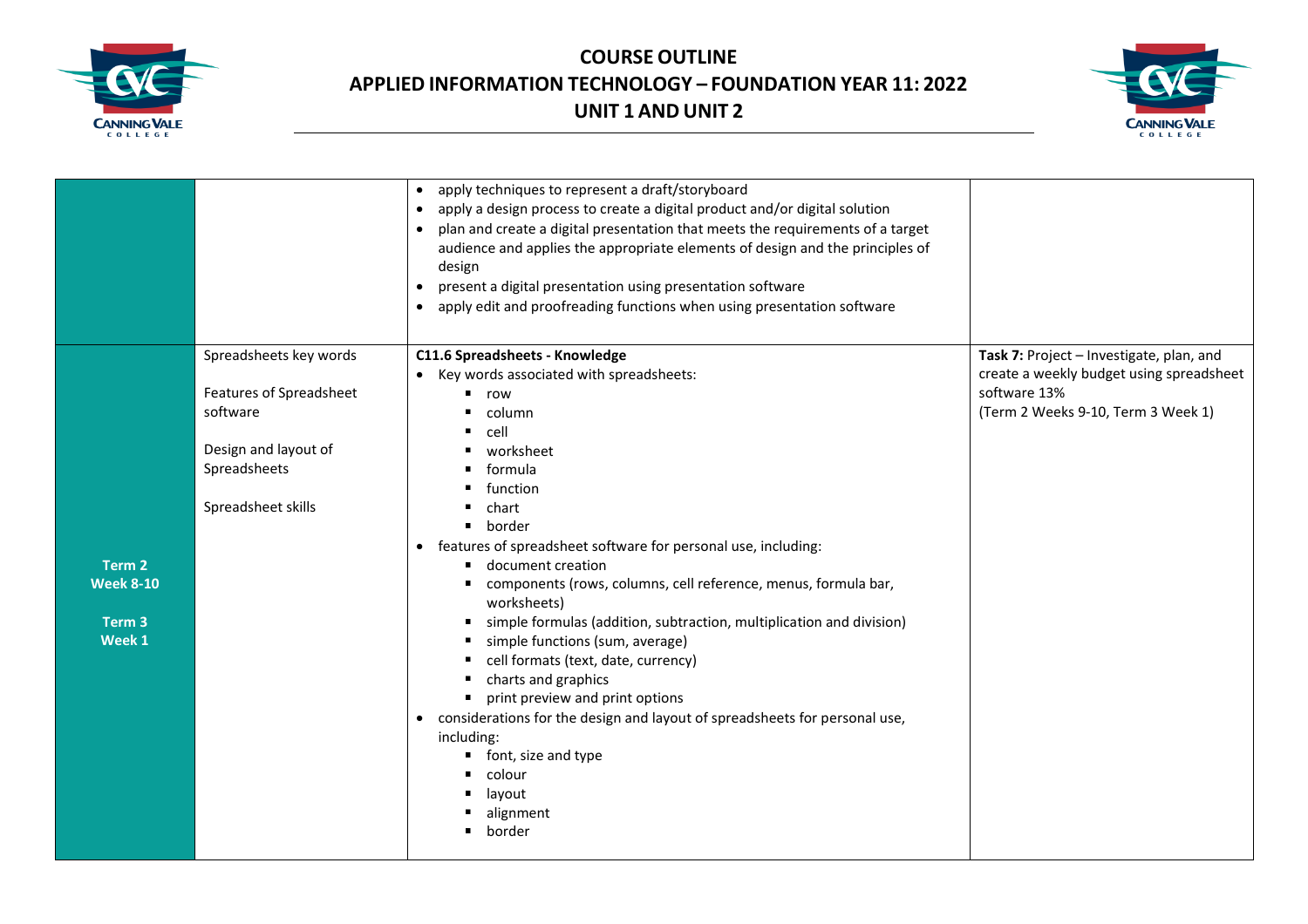| | | | |
|---|---|---|---|
| | | • apply techniques to represent a draft/storyboard<br>• apply a design process to create a digital product and/or digital solution<br>• plan and create a digital presentation that meets the requirements of a target audience and applies the appropriate elements of design and the principles of design<br>• present a digital presentation using presentation software<br>• apply edit and proofreading functions when using presentation software | |
| **Term 2 Week 8-10**<br><br>**Term 3 Week 1** | Spreadsheets key words<br><br>Features of Spreadsheet software<br><br>Design and layout of Spreadsheets<br><br>Spreadsheet skills | **C11.6 Spreadsheets - Knowledge**<br>• Key words associated with spreadsheets:<br>&nbsp;&nbsp;▪ row<br>&nbsp;&nbsp;▪ column<br>&nbsp;&nbsp;▪ cell<br>&nbsp;&nbsp;▪ worksheet<br>&nbsp;&nbsp;▪ formula<br>&nbsp;&nbsp;▪ function<br>&nbsp;&nbsp;▪ chart<br>&nbsp;&nbsp;▪ border<br>• features of spreadsheet software for personal use, including:<br>&nbsp;&nbsp;▪ document creation<br>&nbsp;&nbsp;▪ components (rows, columns, cell reference, menus, formula bar, worksheets)<br>&nbsp;&nbsp;▪ simple formulas (addition, subtraction, multiplication and division)<br>&nbsp;&nbsp;▪ simple functions (sum, average)<br>&nbsp;&nbsp;▪ cell formats (text, date, currency)<br>&nbsp;&nbsp;▪ charts and graphics<br>&nbsp;&nbsp;▪ print preview and print options<br>• considerations for the design and layout of spreadsheets for personal use, including:<br>&nbsp;&nbsp;▪ font, size and type<br>&nbsp;&nbsp;▪ colour<br>&nbsp;&nbsp;▪ layout<br>&nbsp;&nbsp;▪ alignment<br>&nbsp;&nbsp;▪ border | **Task 7:** Project – Investigate, plan, and create a weekly budget using spreadsheet software 13%<br>(Term 2 Weeks 9-10, Term 3 Week 1) |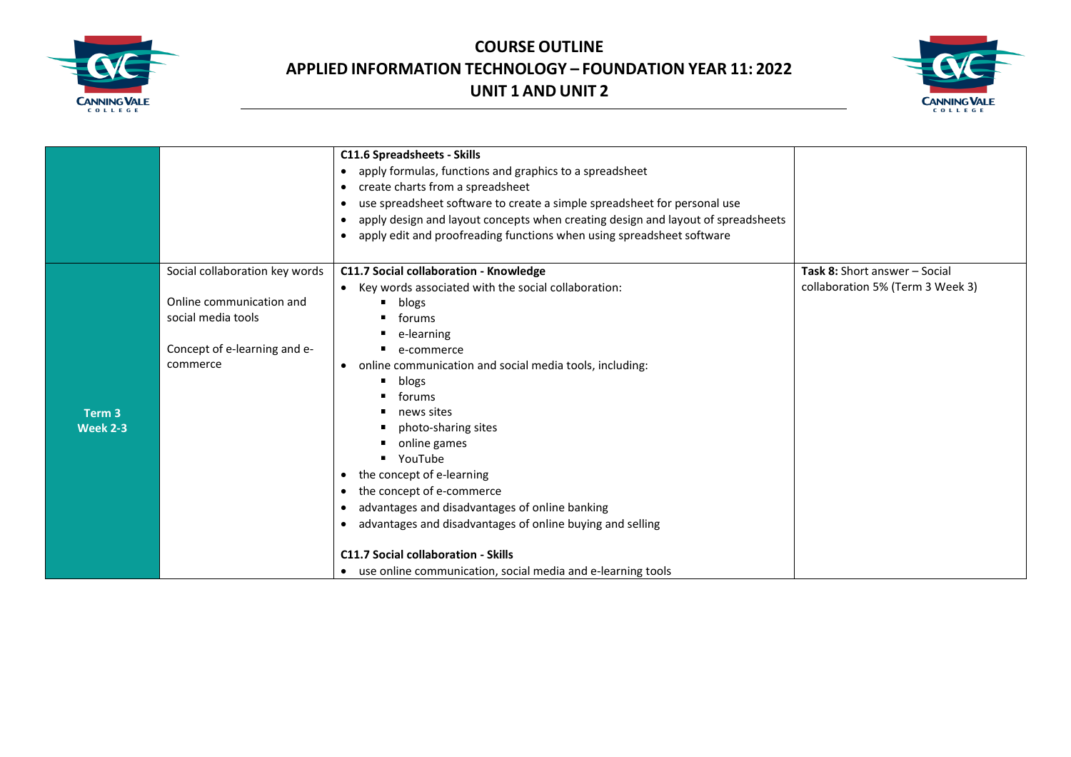| | | | |
|---|---|---|---|
| | | **C11.6 Spreadsheets - Skills**<br>• apply formulas, functions and graphics to a spreadsheet<br>• create charts from a spreadsheet<br>• use spreadsheet software to create a simple spreadsheet for personal use<br>• apply design and layout concepts when creating design and layout of spreadsheets<br>• apply edit and proofreading functions when using spreadsheet software | |
| **Term 3 Week 2-3** | Social collaboration key words<br><br>Online communication and social media tools<br><br>Concept of e-learning and e-commerce | **C11.7 Social collaboration - Knowledge**<br>• Key words associated with the social collaboration:<br>&nbsp;&nbsp;▪ blogs<br>&nbsp;&nbsp;▪ forums<br>&nbsp;&nbsp;▪ e-learning<br>&nbsp;&nbsp;▪ e-commerce<br>• online communication and social media tools, including:<br>&nbsp;&nbsp;▪ blogs<br>&nbsp;&nbsp;▪ forums<br>&nbsp;&nbsp;▪ news sites<br>&nbsp;&nbsp;▪ photo-sharing sites<br>&nbsp;&nbsp;▪ online games<br>&nbsp;&nbsp;▪ YouTube<br>• the concept of e-learning<br>• the concept of e-commerce<br>• advantages and disadvantages of online banking<br>• advantages and disadvantages of online buying and selling<br><br>**C11.7 Social collaboration - Skills**<br>• use online communication, social media and e-learning tools | **Task 8:** Short answer – Social collaboration 5% (Term 3 Week 3) |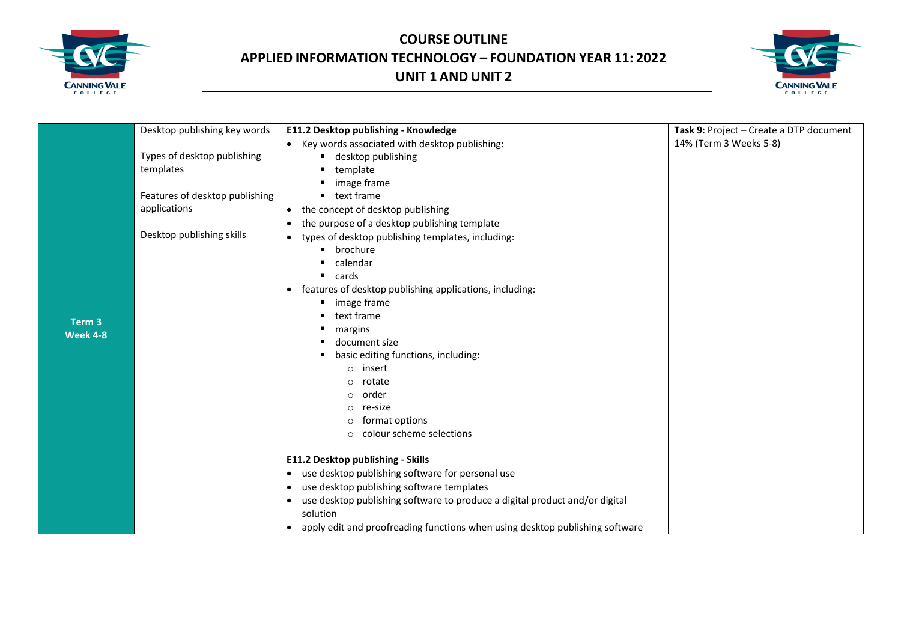# COURSE OUTLINE

## APPLIED INFORMATION TECHNOLOGY – FOUNDATION YEAR 11: 2022

## UNIT 1 AND UNIT 2

| | | | |
|---|---|---|---|
| **Term 3**<br>**Week 4-8** | Desktop publishing key words<br><br>Types of desktop publishing templates<br><br>Features of desktop publishing applications<br><br>Desktop publishing skills | **E11.2 Desktop publishing - Knowledge**<br>• Key words associated with desktop publishing:<br>&nbsp;&nbsp;&nbsp;&nbsp;▪ desktop publishing<br>&nbsp;&nbsp;&nbsp;&nbsp;▪ template<br>&nbsp;&nbsp;&nbsp;&nbsp;▪ image frame<br>&nbsp;&nbsp;&nbsp;&nbsp;▪ text frame<br>• the concept of desktop publishing<br>• the purpose of a desktop publishing template<br>• types of desktop publishing templates, including:<br>&nbsp;&nbsp;&nbsp;&nbsp;▪ brochure<br>&nbsp;&nbsp;&nbsp;&nbsp;▪ calendar<br>&nbsp;&nbsp;&nbsp;&nbsp;▪ cards<br>• features of desktop publishing applications, including:<br>&nbsp;&nbsp;&nbsp;&nbsp;▪ image frame<br>&nbsp;&nbsp;&nbsp;&nbsp;▪ text frame<br>&nbsp;&nbsp;&nbsp;&nbsp;▪ margins<br>&nbsp;&nbsp;&nbsp;&nbsp;▪ document size<br>&nbsp;&nbsp;&nbsp;&nbsp;▪ basic editing functions, including:<br>&nbsp;&nbsp;&nbsp;&nbsp;&nbsp;&nbsp;&nbsp;&nbsp;○ insert<br>&nbsp;&nbsp;&nbsp;&nbsp;&nbsp;&nbsp;&nbsp;&nbsp;○ rotate<br>&nbsp;&nbsp;&nbsp;&nbsp;&nbsp;&nbsp;&nbsp;&nbsp;○ order<br>&nbsp;&nbsp;&nbsp;&nbsp;&nbsp;&nbsp;&nbsp;&nbsp;○ re-size<br>&nbsp;&nbsp;&nbsp;&nbsp;&nbsp;&nbsp;&nbsp;&nbsp;○ format options<br>&nbsp;&nbsp;&nbsp;&nbsp;&nbsp;&nbsp;&nbsp;&nbsp;○ colour scheme selections<br><br>**E11.2 Desktop publishing - Skills**<br>• use desktop publishing software for personal use<br>• use desktop publishing software templates<br>• use desktop publishing software to produce a digital product and/or digital solution<br>• apply edit and proofreading functions when using desktop publishing software | **Task 9:** Project – Create a DTP document<br>14% (Term 3 Weeks 5-8) |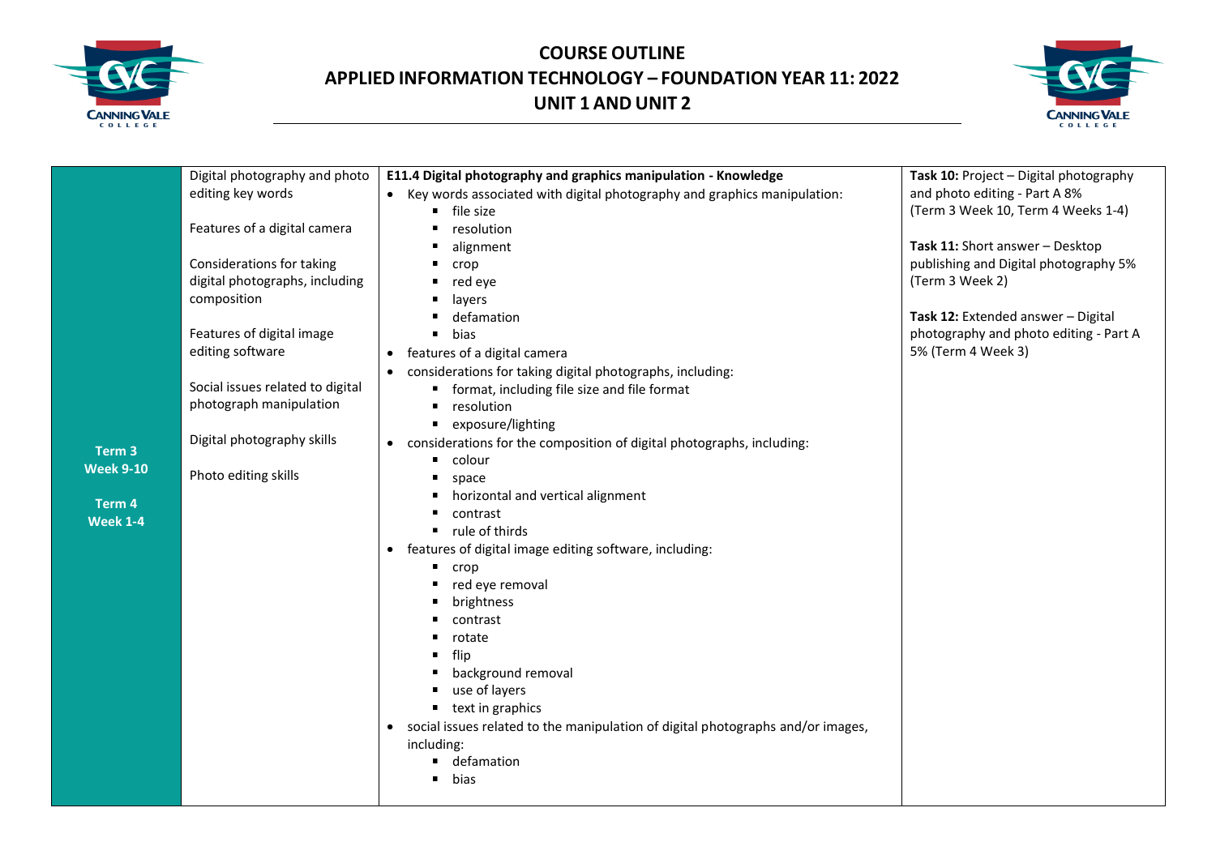# COURSE OUTLINE
## APPLIED INFORMATION TECHNOLOGY – FOUNDATION YEAR 11: 2022
## UNIT 1 AND UNIT 2

| | | | |
|---|---|---|---|
| **Term 3 Week 9-10**<br><br>**Term 4 Week 1-4** | Digital photography and photo editing key words<br><br>Features of a digital camera<br><br>Considerations for taking digital photographs, including composition<br><br>Features of digital image editing software<br><br>Social issues related to digital photograph manipulation<br><br>Digital photography skills<br><br>Photo editing skills | **E11.4 Digital photography and graphics manipulation - Knowledge**<br>• Key words associated with digital photography and graphics manipulation:<br>&nbsp;&nbsp;▪ file size<br>&nbsp;&nbsp;▪ resolution<br>&nbsp;&nbsp;▪ alignment<br>&nbsp;&nbsp;▪ crop<br>&nbsp;&nbsp;▪ red eye<br>&nbsp;&nbsp;▪ layers<br>&nbsp;&nbsp;▪ defamation<br>&nbsp;&nbsp;▪ bias<br>• features of a digital camera<br>• considerations for taking digital photographs, including:<br>&nbsp;&nbsp;▪ format, including file size and file format<br>&nbsp;&nbsp;▪ resolution<br>&nbsp;&nbsp;▪ exposure/lighting<br>• considerations for the composition of digital photographs, including:<br>&nbsp;&nbsp;▪ colour<br>&nbsp;&nbsp;▪ space<br>&nbsp;&nbsp;▪ horizontal and vertical alignment<br>&nbsp;&nbsp;▪ contrast<br>&nbsp;&nbsp;▪ rule of thirds<br>• features of digital image editing software, including:<br>&nbsp;&nbsp;▪ crop<br>&nbsp;&nbsp;▪ red eye removal<br>&nbsp;&nbsp;▪ brightness<br>&nbsp;&nbsp;▪ contrast<br>&nbsp;&nbsp;▪ rotate<br>&nbsp;&nbsp;▪ flip<br>&nbsp;&nbsp;▪ background removal<br>&nbsp;&nbsp;▪ use of layers<br>&nbsp;&nbsp;▪ text in graphics<br>• social issues related to the manipulation of digital photographs and/or images, including:<br>&nbsp;&nbsp;▪ defamation<br>&nbsp;&nbsp;▪ bias | **Task 10:** Project – Digital photography and photo editing - Part A 8% (Term 3 Week 10, Term 4 Weeks 1-4)<br><br>**Task 11:** Short answer – Desktop publishing and Digital photography 5% (Term 3 Week 2)<br><br>**Task 12:** Extended answer – Digital photography and photo editing - Part A 5% (Term 4 Week 3) |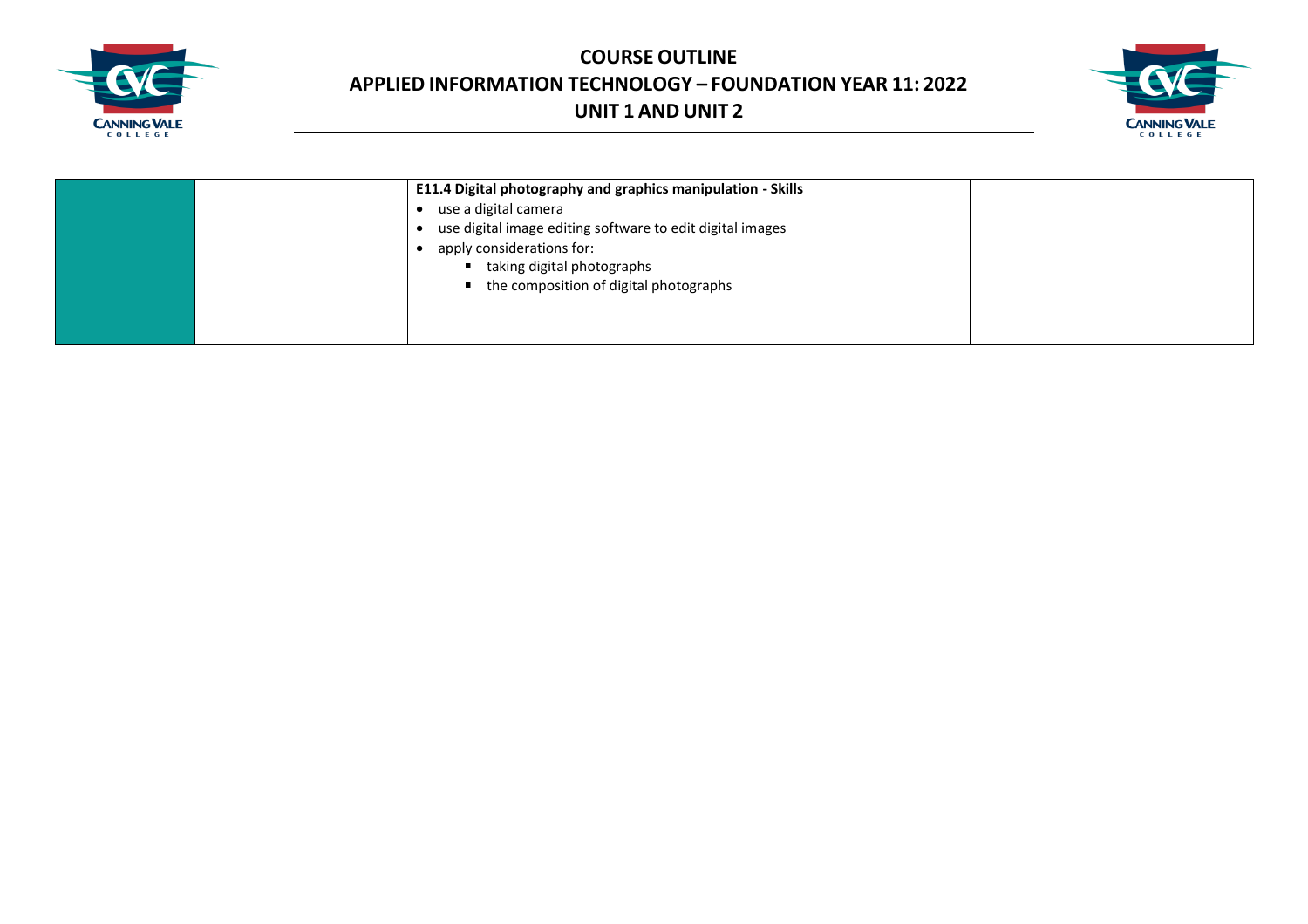| | | | |
|---|---|---|---|
| | | **E11.4 Digital photography and graphics manipulation - Skills**<br>• use a digital camera<br>• use digital image editing software to edit digital images<br>• apply considerations for:<br>&nbsp;&nbsp;&nbsp;&nbsp;▪ taking digital photographs<br>&nbsp;&nbsp;&nbsp;&nbsp;▪ the composition of digital photographs | |